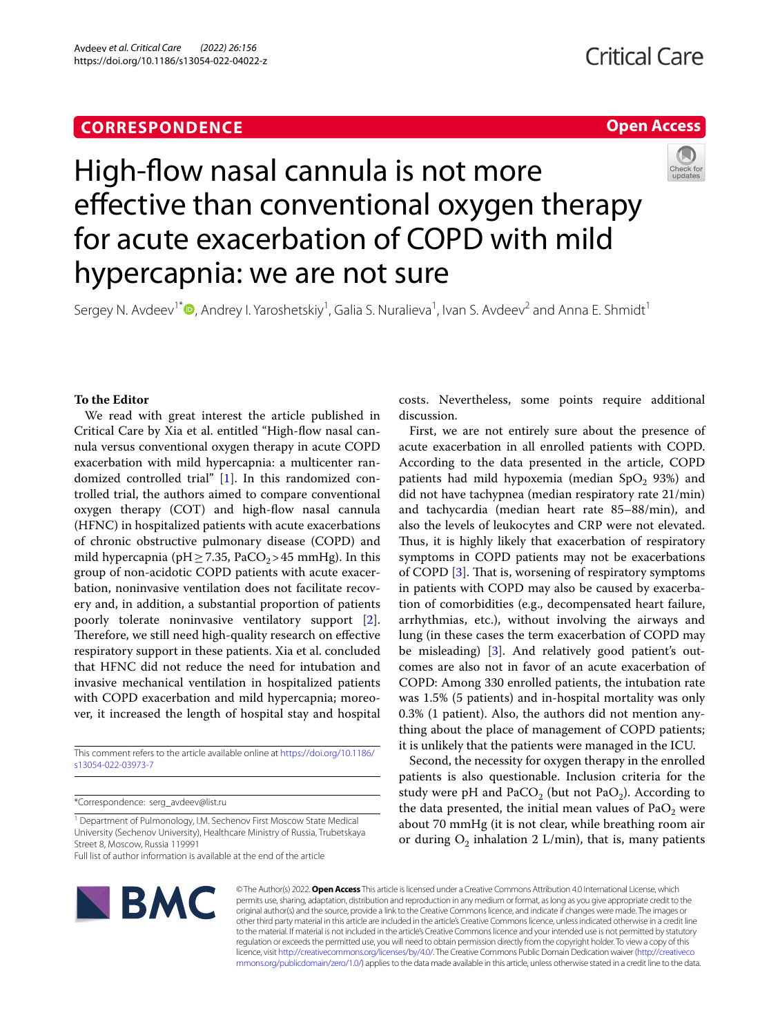CORRESPONDENCE

Open Access

# High-flow nasal cannula is not more effective than conventional oxygen therapy for acute exacerbation of COPD with mild hypercapnia: we are not sure

Sergey N. Avdeev[1*], Andrey I. Yaroshetskiy[1], Galia S. Nuralieva[1], Ivan S. Avdeev[2] and Anna E. Shmidt[1]

## To the Editor

We read with great interest the article published in Critical Care by Xia et al. entitled "High-flow nasal cannula versus conventional oxygen therapy in acute COPD exacerbation with mild hypercapnia: a multicenter randomized controlled trial" [1]. In this randomized controlled trial, the authors aimed to compare conventional oxygen therapy (COT) and high-flow nasal cannula (HFNC) in hospitalized patients with acute exacerbations of chronic obstructive pulmonary disease (COPD) and mild hypercapnia (pH ≥ 7.35, $PaCO_2$ > 45 mmHg). In this group of non-acidotic COPD patients with acute exacerbation, noninvasive ventilation does not facilitate recovery and, in addition, a substantial proportion of patients poorly tolerate noninvasive ventilatory support [2]. Therefore, we still need high-quality research on effective respiratory support in these patients. Xia et al. concluded that HFNC did not reduce the need for intubation and invasive mechanical ventilation in hospitalized patients with COPD exacerbation and mild hypercapnia; moreover, it increased the length of hospital stay and hospital costs. Nevertheless, some points require additional discussion.

First, we are not entirely sure about the presence of acute exacerbation in all enrolled patients with COPD. According to the data presented in the article, COPD patients had mild hypoxemia (median $SpO_2$ 93%) and did not have tachypnea (median respiratory rate 21/min) and tachycardia (median heart rate 85–88/min), and also the levels of leukocytes and CRP were not elevated. Thus, it is highly likely that exacerbation of respiratory symptoms in COPD patients may not be exacerbations of COPD [3]. That is, worsening of respiratory symptoms in patients with COPD may also be caused by exacerbation of comorbidities (e.g., decompensated heart failure, arrhythmias, etc.), without involving the airways and lung (in these cases the term exacerbation of COPD may be misleading) [3]. And relatively good patient's outcomes are also not in favor of an acute exacerbation of COPD: Among 330 enrolled patients, the intubation rate was 1.5% (5 patients) and in-hospital mortality was only 0.3% (1 patient). Also, the authors did not mention anything about the place of management of COPD patients; it is unlikely that the patients were managed in the ICU.

Second, the necessity for oxygen therapy in the enrolled patients is also questionable. Inclusion criteria for the study were pH and $PaCO_2$ (but not $PaO_2$). According to the data presented, the initial mean values of $PaO_2$ were about 70 mmHg (it is not clear, while breathing room air or during $O_2$ inhalation 2 L/min), that is, many patients

This comment refers to the article available online at https://doi.org/10.1186/s13054-022-03973-7

*Correspondence: serg_avdeev@list.ru

[1] Department of Pulmonology, I.M. Sechenov First Moscow State Medical University (Sechenov University), Healthcare Ministry of Russia, Trubetskaya Street 8, Moscow, Russia 119991

Full list of author information is available at the end of the article

© The Author(s) 2022. **Open Access** This article is licensed under a Creative Commons Attribution 4.0 International License, which permits use, sharing, adaptation, distribution and reproduction in any medium or format, as long as you give appropriate credit to the original author(s) and the source, provide a link to the Creative Commons licence, and indicate if changes were made. The images or other third party material in this article are included in the article's Creative Commons licence, unless indicated otherwise in a credit line to the material. If material is not included in the article's Creative Commons licence and your intended use is not permitted by statutory regulation or exceeds the permitted use, you will need to obtain permission directly from the copyright holder. To view a copy of this licence, visit http://creativecommons.org/licenses/by/4.0/. The Creative Commons Public Domain Dedication waiver (http://creativecommons.org/publicdomain/zero/1.0/) applies to the data made available in this article, unless otherwise stated in a credit line to the data.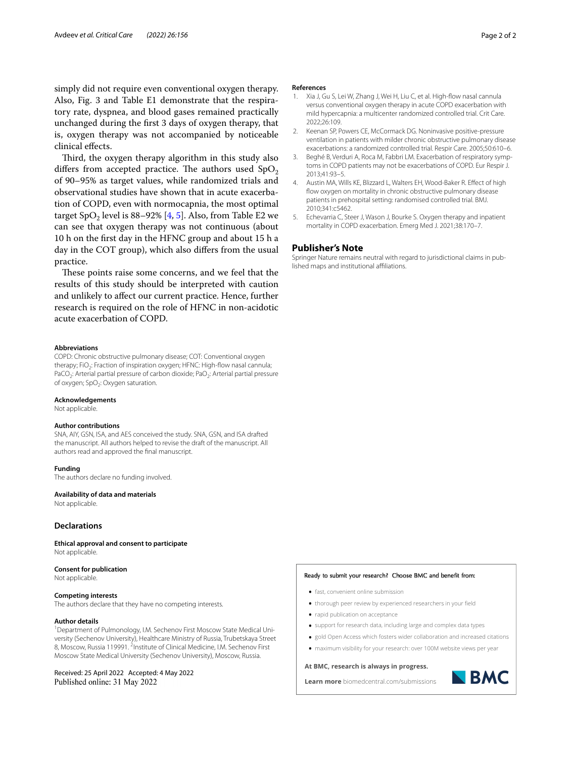simply did not require even conventional oxygen therapy. Also, Fig. 3 and Table E1 demonstrate that the respiratory rate, dyspnea, and blood gases remained practically unchanged during the first 3 days of oxygen therapy, that is, oxygen therapy was not accompanied by noticeable clinical effects.

Third, the oxygen therapy algorithm in this study also differs from accepted practice. The authors used $SpO_2$ of 90–95% as target values, while randomized trials and observational studies have shown that in acute exacerbation of COPD, even with normocapnia, the most optimal target $SpO_2$ level is 88–92% [4, 5]. Also, from Table E2 we can see that oxygen therapy was not continuous (about 10 h on the first day in the HFNC group and about 15 h a day in the COT group), which also differs from the usual practice.

These points raise some concerns, and we feel that the results of this study should be interpreted with caution and unlikely to affect our current practice. Hence, further research is required on the role of HFNC in non-acidotic acute exacerbation of COPD.

#### Abbreviations
COPD: Chronic obstructive pulmonary disease; COT: Conventional oxygen therapy; $FiO_2$: Fraction of inspiration oxygen; HFNC: High-flow nasal cannula; $PaCO_2$: Arterial partial pressure of carbon dioxide; $PaO_2$: Arterial partial pressure of oxygen; $SpO_2$: Oxygen saturation.

#### Acknowledgements
Not applicable.

#### Author contributions
SNA, AIY, GSN, ISA, and AES conceived the study. SNA, GSN, and ISA drafted the manuscript. All authors helped to revise the draft of the manuscript. All authors read and approved the final manuscript.

#### Funding
The authors declare no funding involved.

#### Availability of data and materials
Not applicable.

## Declarations

#### Ethical approval and consent to participate
Not applicable.

#### Consent for publication
Not applicable.

#### Competing interests
The authors declare that they have no competing interests.

#### Author details
[1]Department of Pulmonology, I.M. Sechenov First Moscow State Medical University (Sechenov University), Healthcare Ministry of Russia, Trubetskaya Street 8, Moscow, Russia 119991. [2]Institute of Clinical Medicine, I.M. Sechenov First Moscow State Medical University (Sechenov University), Moscow, Russia.

Received: 25 April 2022 Accepted: 4 May 2022
Published online: 31 May 2022

#### References
1. Xia J, Gu S, Lei W, Zhang J, Wei H, Liu C, et al. High-flow nasal cannula versus conventional oxygen therapy in acute COPD exacerbation with mild hypercapnia: a multicenter randomized controlled trial. Crit Care. 2022;26:109.
2. Keenan SP, Powers CE, McCormack DG. Noninvasive positive-pressure ventilation in patients with milder chronic obstructive pulmonary disease exacerbations: a randomized controlled trial. Respir Care. 2005;50:610–6.
3. Beghé B, Verduri A, Roca M, Fabbri LM. Exacerbation of respiratory symptoms in COPD patients may not be exacerbations of COPD. Eur Respir J. 2013;41:93–5.
4. Austin MA, Wills KE, Blizzard L, Walters EH, Wood-Baker R. Effect of high flow oxygen on mortality in chronic obstructive pulmonary disease patients in prehospital setting: randomised controlled trial. BMJ. 2010;341:c5462.
5. Echevarria C, Steer J, Wason J, Bourke S. Oxygen therapy and inpatient mortality in COPD exacerbation. Emerg Med J. 2021;38:170–7.

## Publisher's Note
Springer Nature remains neutral with regard to jurisdictional claims in published maps and institutional affiliations.

Ready to submit your research? Choose BMC and benefit from:

- fast, convenient online submission
- thorough peer review by experienced researchers in your field
- rapid publication on acceptance
- support for research data, including large and complex data types
- gold Open Access which fosters wider collaboration and increased citations
- maximum visibility for your research: over 100M website views per year

**At BMC, research is always in progress.**

**Learn more** biomedcentral.com/submissions

BMC